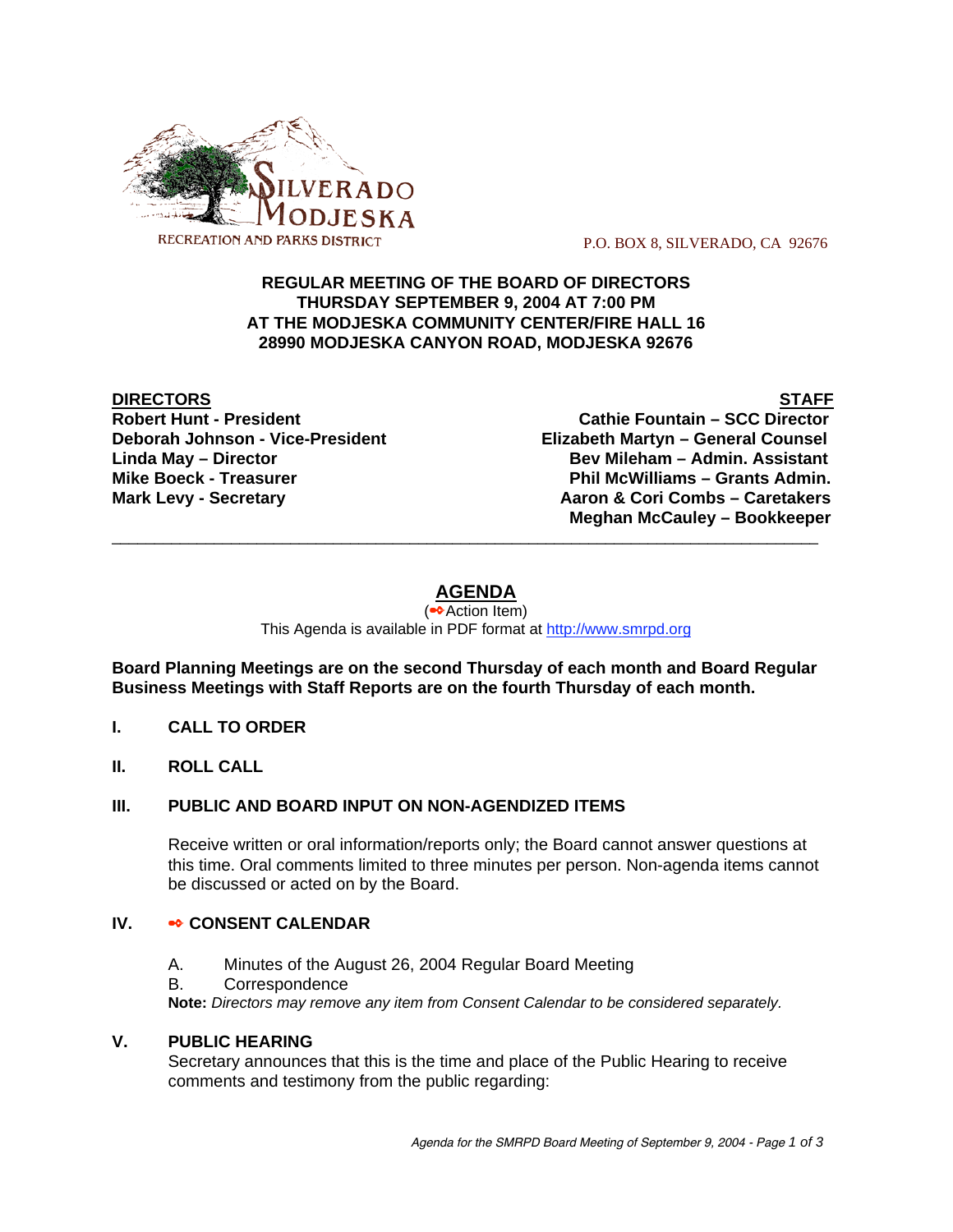SILVERADO MODJESKA
RECREATION AND PARKS DISTRICT

P.O. BOX 8, SILVERADO, CA 92676

**REGULAR MEETING OF THE BOARD OF DIRECTORS**
**THURSDAY SEPTEMBER 9, 2004 AT 7:00 PM**
**AT THE MODJESKA COMMUNITY CENTER/FIRE HALL 16**
**28990 MODJESKA CANYON ROAD, MODJESKA 92676**

| **DIRECTORS** | **STAFF** |
|---|---|
| **Robert Hunt - President** | **Cathie Fountain – SCC Director** |
| **Deborah Johnson - Vice-President** | **Elizabeth Martyn – General Counsel** |
| **Linda May – Director** | **Bev Mileham – Admin. Assistant** |
| **Mike Boeck - Treasurer** | **Phil McWilliams – Grants Admin.** |
| **Mark Levy - Secretary** | **Aaron & Cori Combs – Caretakers** |
| | **Meghan McCauley – Bookkeeper** |

---

# AGENDA

(➭Action Item)
This Agenda is available in PDF format at http://www.smrpd.org

**Board Planning Meetings are on the second Thursday of each month and Board Regular Business Meetings with Staff Reports are on the fourth Thursday of each month.**

## I. CALL TO ORDER

## II. ROLL CALL

## III. PUBLIC AND BOARD INPUT ON NON-AGENDIZED ITEMS

Receive written or oral information/reports only; the Board cannot answer questions at this time. Oral comments limited to three minutes per person. Non-agenda items cannot be discussed or acted on by the Board.

## IV. ➭ CONSENT CALENDAR

A. Minutes of the August 26, 2004 Regular Board Meeting
B. Correspondence

**Note:** *Directors may remove any item from Consent Calendar to be considered separately.*

## V. PUBLIC HEARING

Secretary announces that this is the time and place of the Public Hearing to receive comments and testimony from the public regarding: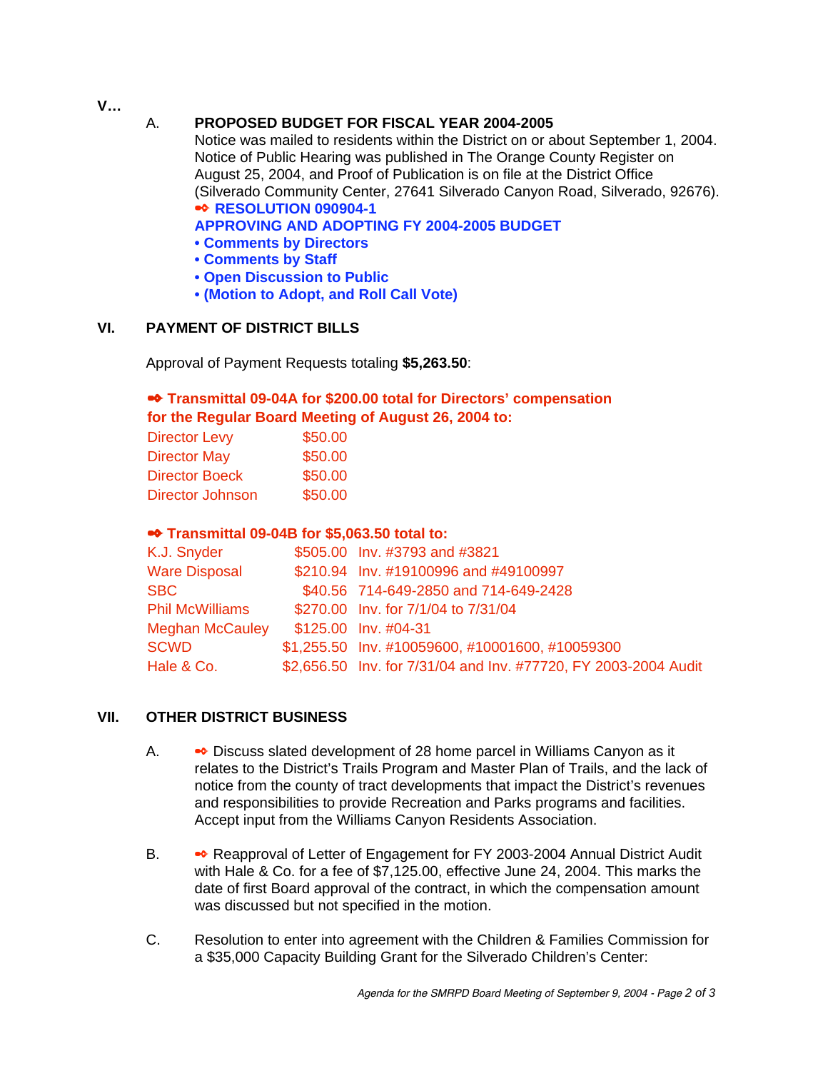**V...**

A. **PROPOSED BUDGET FOR FISCAL YEAR 2004-2005**

Notice was mailed to residents within the District on or about September 1, 2004. Notice of Public Hearing was published in The Orange County Register on August 25, 2004, and Proof of Publication is on file at the District Office (Silverado Community Center, 27641 Silverado Canyon Road, Silverado, 92676).

➡ **RESOLUTION 090904-1**
**APPROVING AND ADOPTING FY 2004-2005 BUDGET**

- **Comments by Directors**
- **Comments by Staff**
- **Open Discussion to Public**
- **(Motion to Adopt, and Roll Call Vote)**

## VI. PAYMENT OF DISTRICT BILLS

Approval of Payment Requests totaling **$5,263.50**:

➡ **Transmittal 09-04A for $200.00 total for Directors' compensation for the Regular Board Meeting of August 26, 2004 to:**

| | |
|---|---|
| Director Levy | $50.00 |
| Director May | $50.00 |
| Director Boeck | $50.00 |
| Director Johnson | $50.00 |

➡ **Transmittal 09-04B for $5,063.50 total to:**

| | | |
|---|---|---|
| K.J. Snyder | $505.00 | Inv. #3793 and #3821 |
| Ware Disposal | $210.94 | Inv. #19100996 and #49100997 |
| SBC | $40.56 | 714-649-2850 and 714-649-2428 |
| Phil McWilliams | $270.00 | Inv. for 7/1/04 to 7/31/04 |
| Meghan McCauley | $125.00 | Inv. #04-31 |
| SCWD | $1,255.50 | Inv. #10059600, #10001600, #10059300 |
| Hale & Co. | $2,656.50 | Inv. for 7/31/04 and Inv. #77720, FY 2003-2004 Audit |

## VII. OTHER DISTRICT BUSINESS

A. ➡ Discuss slated development of 28 home parcel in Williams Canyon as it relates to the District's Trails Program and Master Plan of Trails, and the lack of notice from the county of tract developments that impact the District's revenues and responsibilities to provide Recreation and Parks programs and facilities. Accept input from the Williams Canyon Residents Association.

B. ➡ Reapproval of Letter of Engagement for FY 2003-2004 Annual District Audit with Hale & Co. for a fee of $7,125.00, effective June 24, 2004. This marks the date of first Board approval of the contract, in which the compensation amount was discussed but not specified in the motion.

C. Resolution to enter into agreement with the Children & Families Commission for a $35,000 Capacity Building Grant for the Silverado Children's Center: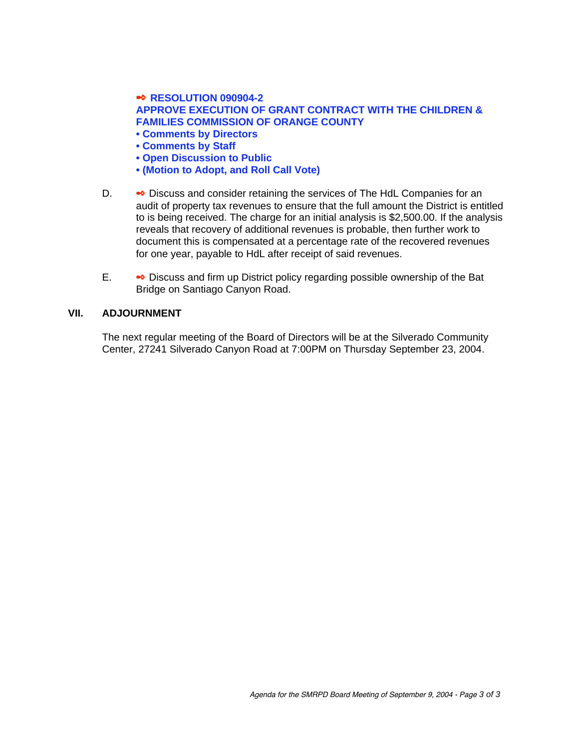**➾ RESOLUTION 090904-2**
**APPROVE EXECUTION OF GRANT CONTRACT WITH THE CHILDREN & FAMILIES COMMISSION OF ORANGE COUNTY**
- **Comments by Directors**
- **Comments by Staff**
- **Open Discussion to Public**
- **(Motion to Adopt, and Roll Call Vote)**

D. ➾ Discuss and consider retaining the services of The HdL Companies for an audit of property tax revenues to ensure that the full amount the District is entitled to is being received. The charge for an initial analysis is $2,500.00. If the analysis reveals that recovery of additional revenues is probable, then further work to document this is compensated at a percentage rate of the recovered revenues for one year, payable to HdL after receipt of said revenues.

E. ➾ Discuss and firm up District policy regarding possible ownership of the Bat Bridge on Santiago Canyon Road.

## VII. ADJOURNMENT

The next regular meeting of the Board of Directors will be at the Silverado Community Center, 27241 Silverado Canyon Road at 7:00PM on Thursday September 23, 2004.